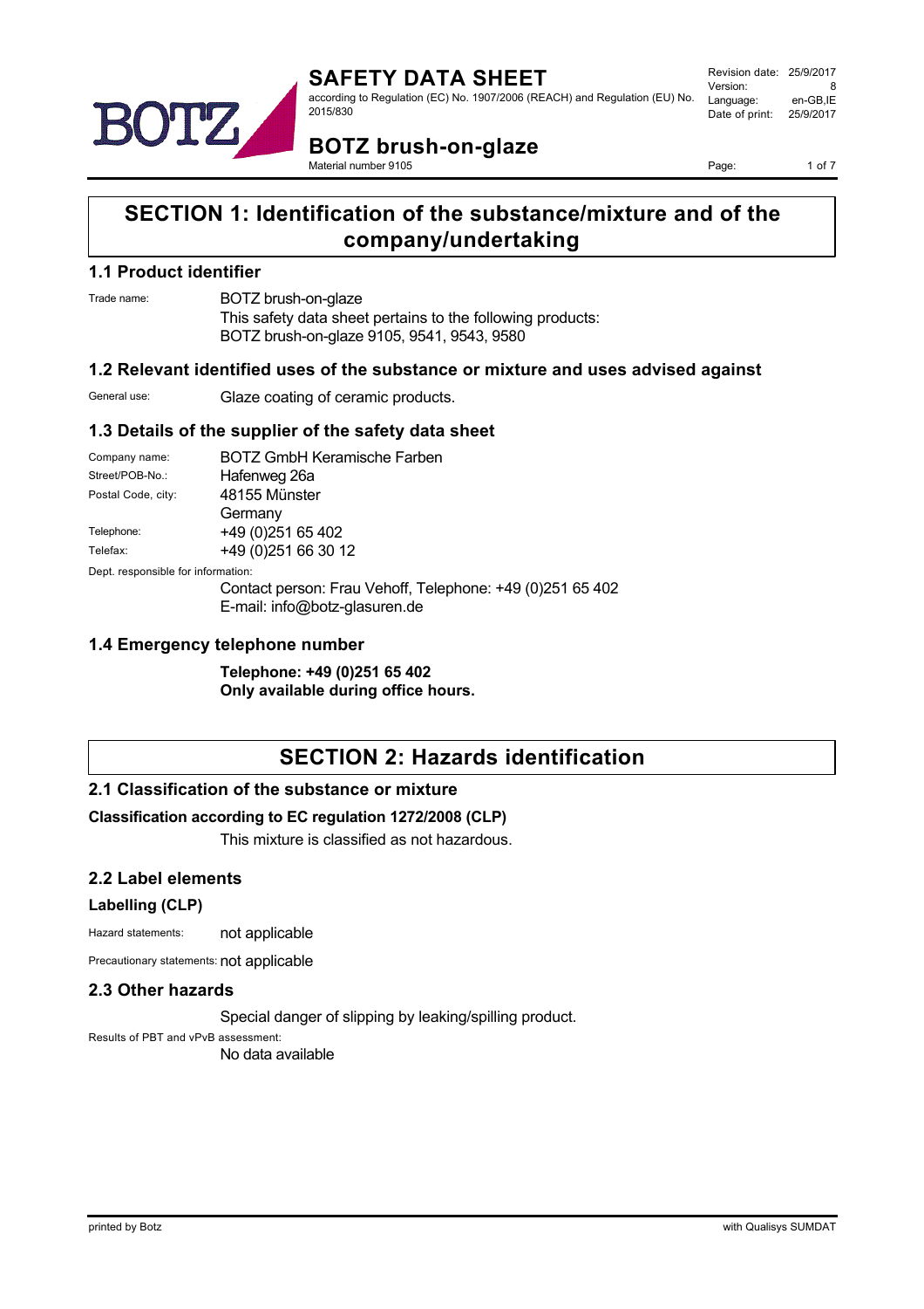# SAFETY DATA SHEET

according to Regulation (EC) No. 1907/2006 (REACH) and Regulation (EU) No. 2015/830

Revision date: 25/9/2017
Version: 8
Language: en-GB,IE
Date of print: 25/9/2017

## BOTZ brush-on-glaze

Material number 9105

## SECTION 1: Identification of the substance/mixture and of the company/undertaking

### 1.1 Product identifier

Trade name: BOTZ brush-on-glaze
This safety data sheet pertains to the following products:
BOTZ brush-on-glaze 9105, 9541, 9543, 9580

### 1.2 Relevant identified uses of the substance or mixture and uses advised against

General use: Glaze coating of ceramic products.

### 1.3 Details of the supplier of the safety data sheet

Company name: BOTZ GmbH Keramische Farben
Street/POB-No.: Hafenweg 26a
Postal Code, city: 48155 Münster
Germany
Telephone: +49 (0)251 65 402
Telefax: +49 (0)251 66 30 12

Dept. responsible for information:
Contact person: Frau Vehoff, Telephone: +49 (0)251 65 402
E-mail: info@botz-glasuren.de

### 1.4 Emergency telephone number

**Telephone: +49 (0)251 65 402**
**Only available during office hours.**

## SECTION 2: Hazards identification

### 2.1 Classification of the substance or mixture

**Classification according to EC regulation 1272/2008 (CLP)**

This mixture is classified as not hazardous.

### 2.2 Label elements

**Labelling (CLP)**

Hazard statements: not applicable

Precautionary statements: not applicable

### 2.3 Other hazards

Special danger of slipping by leaking/spilling product.

Results of PBT and vPvB assessment:
No data available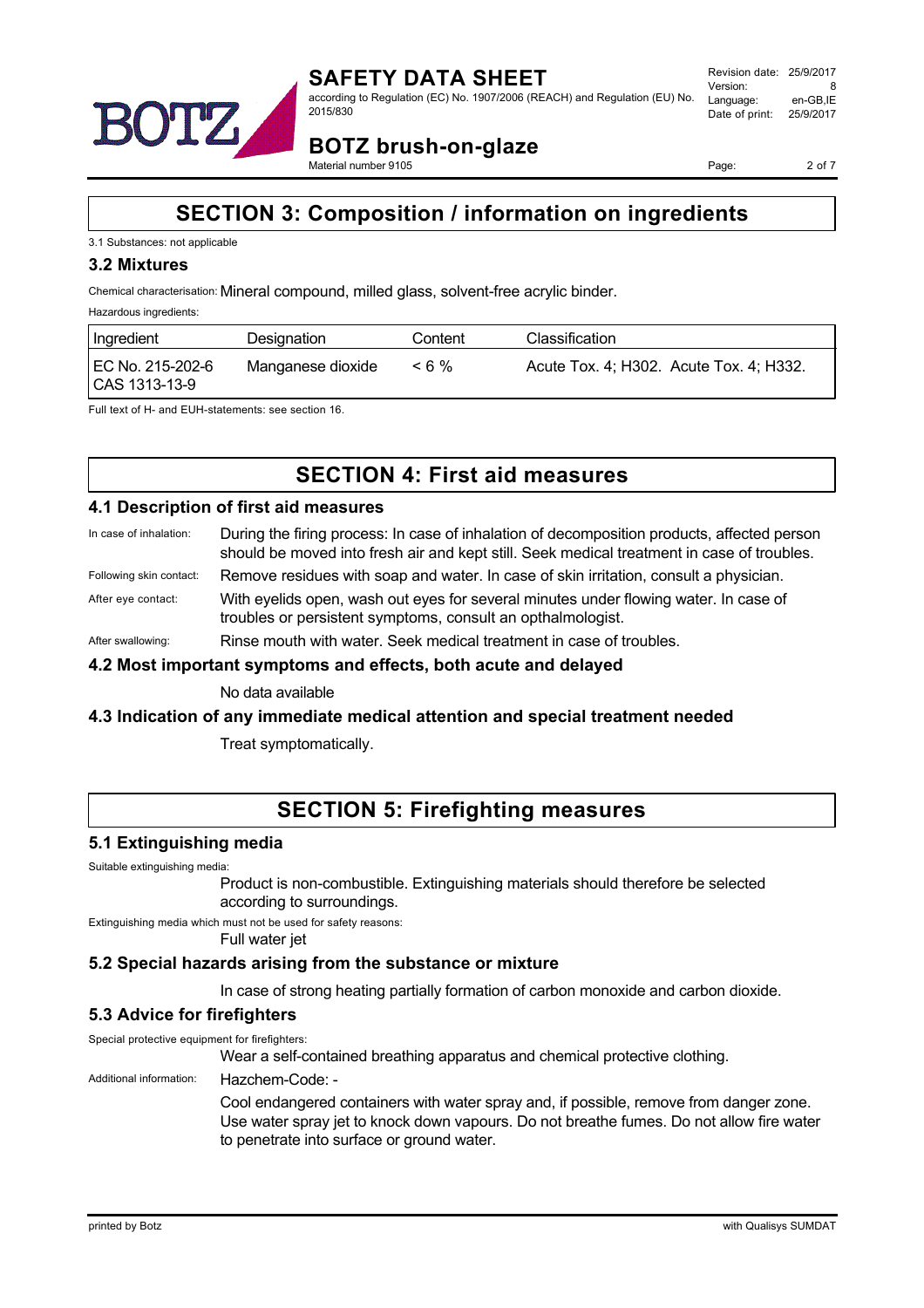# SECTION 3: Composition / information on ingredients

3.1 Substances: not applicable

## 3.2 Mixtures

Chemical characterisation: Mineral compound, milled glass, solvent-free acrylic binder.

Hazardous ingredients:

| Ingredient | Designation | Content | Classification |
|---|---|---|---|
| EC No. 215-202-6 CAS 1313-13-9 | Manganese dioxide | < 6 % | Acute Tox. 4; H302. Acute Tox. 4; H332. |

Full text of H- and EUH-statements: see section 16.

# SECTION 4: First aid measures

## 4.1 Description of first aid measures

In case of inhalation: During the firing process: In case of inhalation of decomposition products, affected person should be moved into fresh air and kept still. Seek medical treatment in case of troubles.

Following skin contact: Remove residues with soap and water. In case of skin irritation, consult a physician.

After eye contact: With eyelids open, wash out eyes for several minutes under flowing water. In case of troubles or persistent symptoms, consult an opthalmologist.

After swallowing: Rinse mouth with water. Seek medical treatment in case of troubles.

## 4.2 Most important symptoms and effects, both acute and delayed

No data available

## 4.3 Indication of any immediate medical attention and special treatment needed

Treat symptomatically.

# SECTION 5: Firefighting measures

## 5.1 Extinguishing media

Suitable extinguishing media:

Product is non-combustible. Extinguishing materials should therefore be selected according to surroundings.

Extinguishing media which must not be used for safety reasons:

Full water jet

## 5.2 Special hazards arising from the substance or mixture

In case of strong heating partially formation of carbon monoxide and carbon dioxide.

## 5.3 Advice for firefighters

Special protective equipment for firefighters:

Wear a self-contained breathing apparatus and chemical protective clothing.

Additional information: Hazchem-Code: -

Cool endangered containers with water spray and, if possible, remove from danger zone. Use water spray jet to knock down vapours. Do not breathe fumes. Do not allow fire water to penetrate into surface or ground water.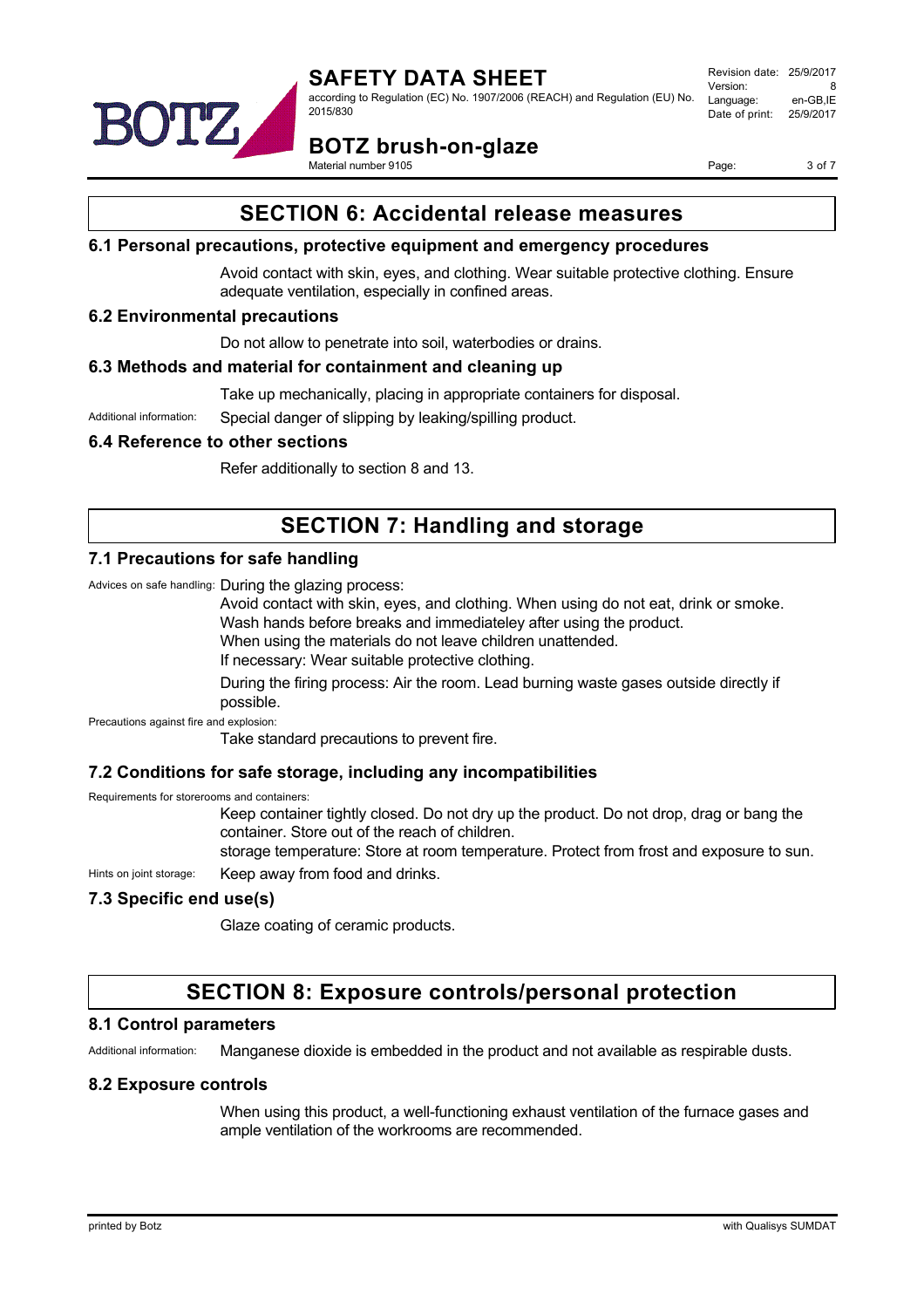## SECTION 6: Accidental release measures

### 6.1 Personal precautions, protective equipment and emergency procedures

Avoid contact with skin, eyes, and clothing. Wear suitable protective clothing. Ensure adequate ventilation, especially in confined areas.

### 6.2 Environmental precautions

Do not allow to penetrate into soil, waterbodies or drains.

### 6.3 Methods and material for containment and cleaning up

Take up mechanically, placing in appropriate containers for disposal.

Additional information: Special danger of slipping by leaking/spilling product.

### 6.4 Reference to other sections

Refer additionally to section 8 and 13.

## SECTION 7: Handling and storage

### 7.1 Precautions for safe handling

Advices on safe handling: During the glazing process:

Avoid contact with skin, eyes, and clothing. When using do not eat, drink or smoke.
Wash hands before breaks and immediateley after using the product.
When using the materials do not leave children unattended.
If necessary: Wear suitable protective clothing.

During the firing process: Air the room. Lead burning waste gases outside directly if possible.

Precautions against fire and explosion:

Take standard precautions to prevent fire.

### 7.2 Conditions for safe storage, including any incompatibilities

Requirements for storerooms and containers:

Keep container tightly closed. Do not dry up the product. Do not drop, drag or bang the container. Store out of the reach of children.
storage temperature: Store at room temperature. Protect from frost and exposure to sun.

Hints on joint storage: Keep away from food and drinks.

### 7.3 Specific end use(s)

Glaze coating of ceramic products.

## SECTION 8: Exposure controls/personal protection

### 8.1 Control parameters

Additional information: Manganese dioxide is embedded in the product and not available as respirable dusts.

### 8.2 Exposure controls

When using this product, a well-functioning exhaust ventilation of the furnace gases and ample ventilation of the workrooms are recommended.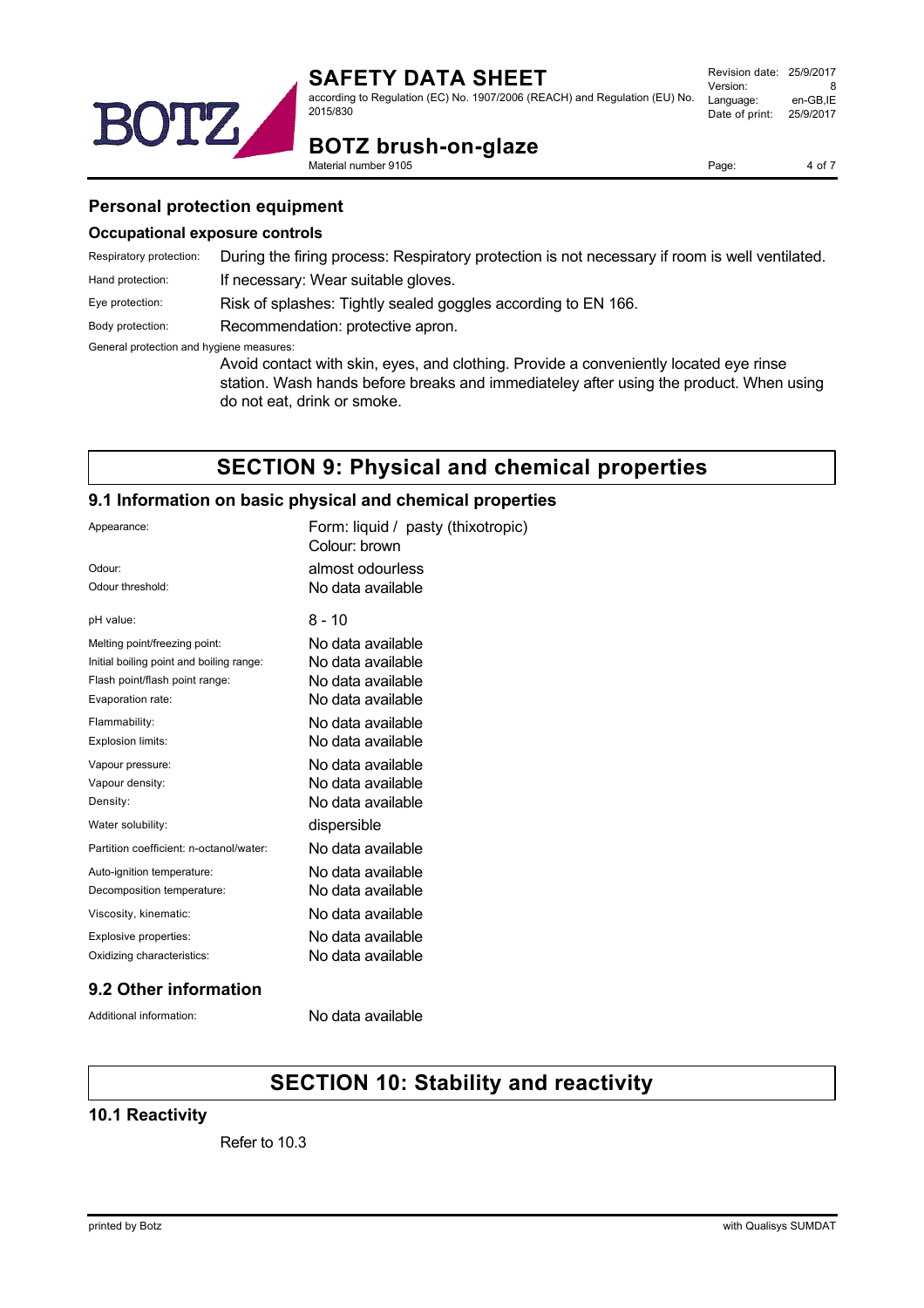## Personal protection equipment

### Occupational exposure controls

| | |
|---|---|
| Respiratory protection: | During the firing process: Respiratory protection is not necessary if room is well ventilated. |
| Hand protection: | If necessary: Wear suitable gloves. |
| Eye protection: | Risk of splashes: Tightly sealed goggles according to EN 166. |
| Body protection: | Recommendation: protective apron. |

General protection and hygiene measures:

Avoid contact with skin, eyes, and clothing. Provide a conveniently located eye rinse station. Wash hands before breaks and immediateley after using the product. When using do not eat, drink or smoke.

# SECTION 9: Physical and chemical properties

## 9.1 Information on basic physical and chemical properties

| | |
|---|---|
| Appearance: | Form: liquid / pasty (thixotropic)<br>Colour: brown |
| Odour: | almost odourless |
| Odour threshold: | No data available |
| pH value: | 8 - 10 |
| Melting point/freezing point: | No data available |
| Initial boiling point and boiling range: | No data available |
| Flash point/flash point range: | No data available |
| Evaporation rate: | No data available |
| Flammability: | No data available |
| Explosion limits: | No data available |
| Vapour pressure: | No data available |
| Vapour density: | No data available |
| Density: | No data available |
| Water solubility: | dispersible |
| Partition coefficient: n-octanol/water: | No data available |
| Auto-ignition temperature: | No data available |
| Decomposition temperature: | No data available |
| Viscosity, kinematic: | No data available |
| Explosive properties: | No data available |
| Oxidizing characteristics: | No data available |

## 9.2 Other information

| | |
|---|---|
| Additional information: | No data available |

# SECTION 10: Stability and reactivity

## 10.1 Reactivity

Refer to 10.3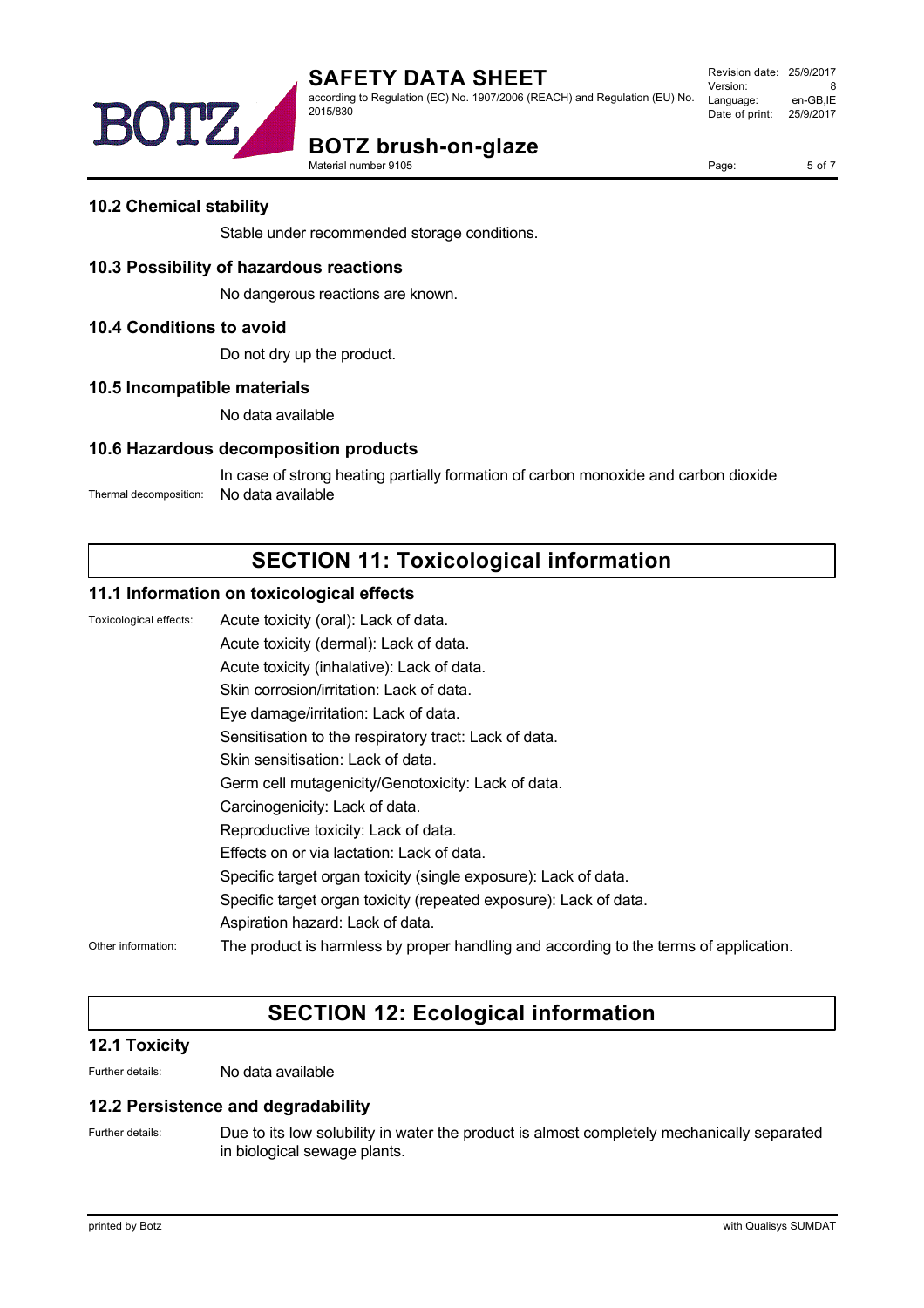### 10.2 Chemical stability

Stable under recommended storage conditions.

### 10.3 Possibility of hazardous reactions

No dangerous reactions are known.

### 10.4 Conditions to avoid

Do not dry up the product.

### 10.5 Incompatible materials

No data available

### 10.6 Hazardous decomposition products

In case of strong heating partially formation of carbon monoxide and carbon dioxide

Thermal decomposition: No data available

## SECTION 11: Toxicological information

### 11.1 Information on toxicological effects

Toxicological effects:
Acute toxicity (oral): Lack of data.
Acute toxicity (dermal): Lack of data.
Acute toxicity (inhalative): Lack of data.
Skin corrosion/irritation: Lack of data.
Eye damage/irritation: Lack of data.
Sensitisation to the respiratory tract: Lack of data.
Skin sensitisation: Lack of data.
Germ cell mutagenicity/Genotoxicity: Lack of data.
Carcinogenicity: Lack of data.
Reproductive toxicity: Lack of data.
Effects on or via lactation: Lack of data.
Specific target organ toxicity (single exposure): Lack of data.
Specific target organ toxicity (repeated exposure): Lack of data.
Aspiration hazard: Lack of data.

Other information: The product is harmless by proper handling and according to the terms of application.

## SECTION 12: Ecological information

### 12.1 Toxicity

Further details: No data available

### 12.2 Persistence and degradability

Further details: Due to its low solubility in water the product is almost completely mechanically separated in biological sewage plants.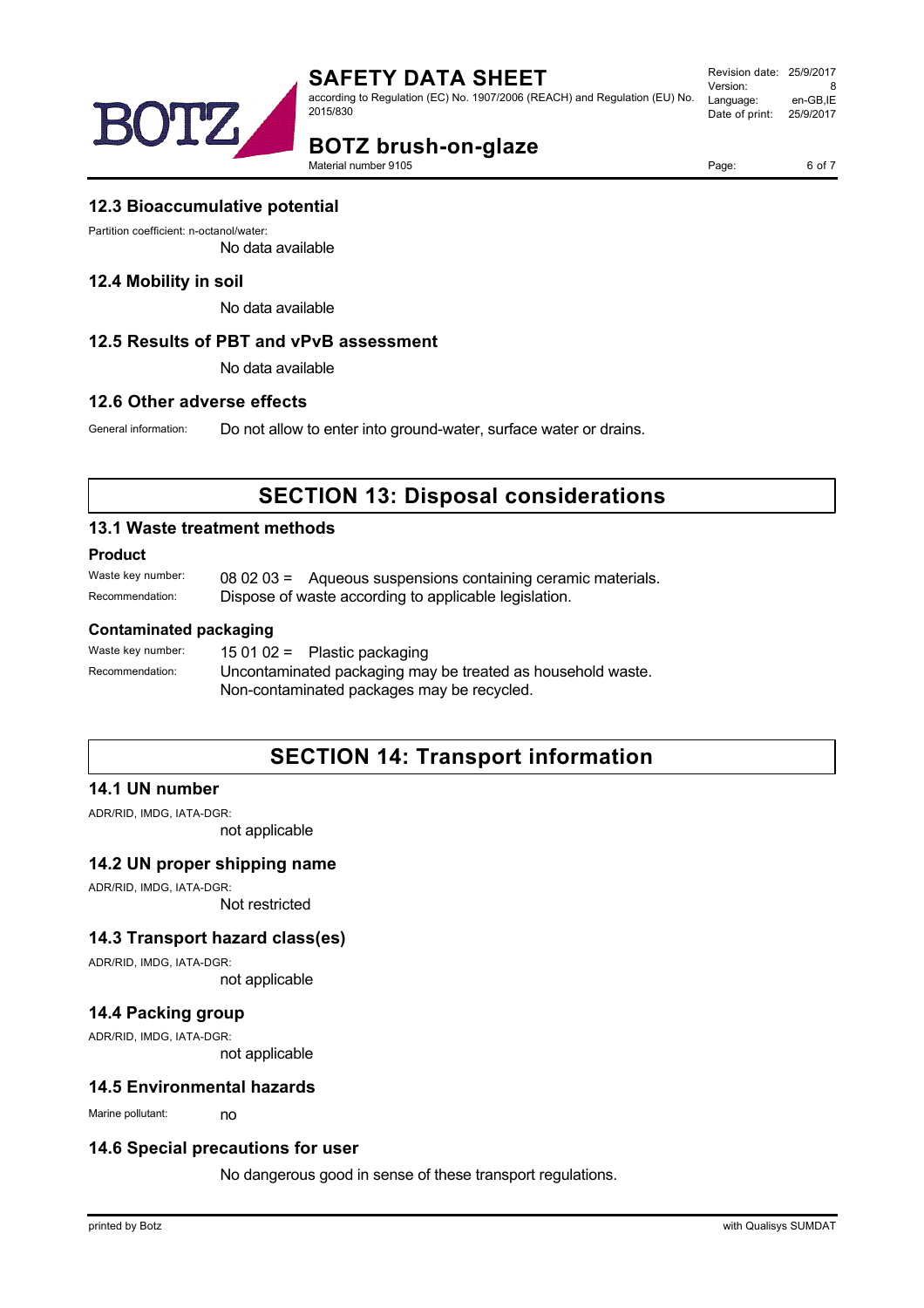### 12.3 Bioaccumulative potential

Partition coefficient: n-octanol/water:

No data available

### 12.4 Mobility in soil

No data available

### 12.5 Results of PBT and vPvB assessment

No data available

### 12.6 Other adverse effects

General information: Do not allow to enter into ground-water, surface water or drains.

## SECTION 13: Disposal considerations

### 13.1 Waste treatment methods

#### Product

Waste key number: 08 02 03 = Aqueous suspensions containing ceramic materials.

Recommendation: Dispose of waste according to applicable legislation.

#### Contaminated packaging

Waste key number: 15 01 02 = Plastic packaging

Recommendation: Uncontaminated packaging may be treated as household waste. Non-contaminated packages may be recycled.

## SECTION 14: Transport information

### 14.1 UN number

ADR/RID, IMDG, IATA-DGR:

not applicable

### 14.2 UN proper shipping name

ADR/RID, IMDG, IATA-DGR:

Not restricted

### 14.3 Transport hazard class(es)

ADR/RID, IMDG, IATA-DGR:

not applicable

### 14.4 Packing group

ADR/RID, IMDG, IATA-DGR:

not applicable

### 14.5 Environmental hazards

Marine pollutant: no

### 14.6 Special precautions for user

No dangerous good in sense of these transport regulations.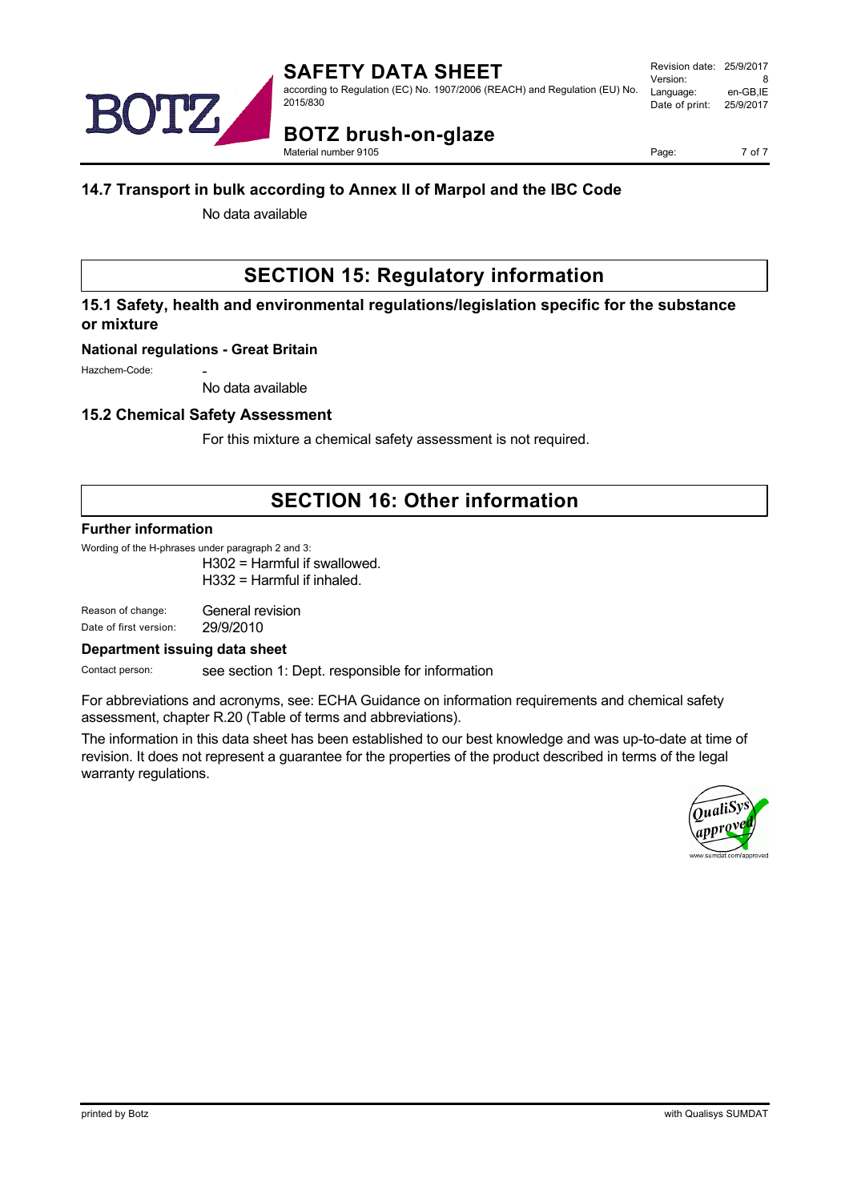### 14.7 Transport in bulk according to Annex II of Marpol and the IBC Code

No data available

## SECTION 15: Regulatory information

### 15.1 Safety, health and environmental regulations/legislation specific for the substance or mixture

**National regulations - Great Britain**

Hazchem-Code: -

No data available

### 15.2 Chemical Safety Assessment

For this mixture a chemical safety assessment is not required.

## SECTION 16: Other information

**Further information**

Wording of the H-phrases under paragraph 2 and 3:

H302 = Harmful if swallowed.
H332 = Harmful if inhaled.

Reason of change: General revision
Date of first version: 29/9/2010

**Department issuing data sheet**

Contact person: see section 1: Dept. responsible for information

For abbreviations and acronyms, see: ECHA Guidance on information requirements and chemical safety assessment, chapter R.20 (Table of terms and abbreviations).

The information in this data sheet has been established to our best knowledge and was up-to-date at time of revision. It does not represent a guarantee for the properties of the product described in terms of the legal warranty regulations.

QualiSys approved
www.sumdat.com/approved